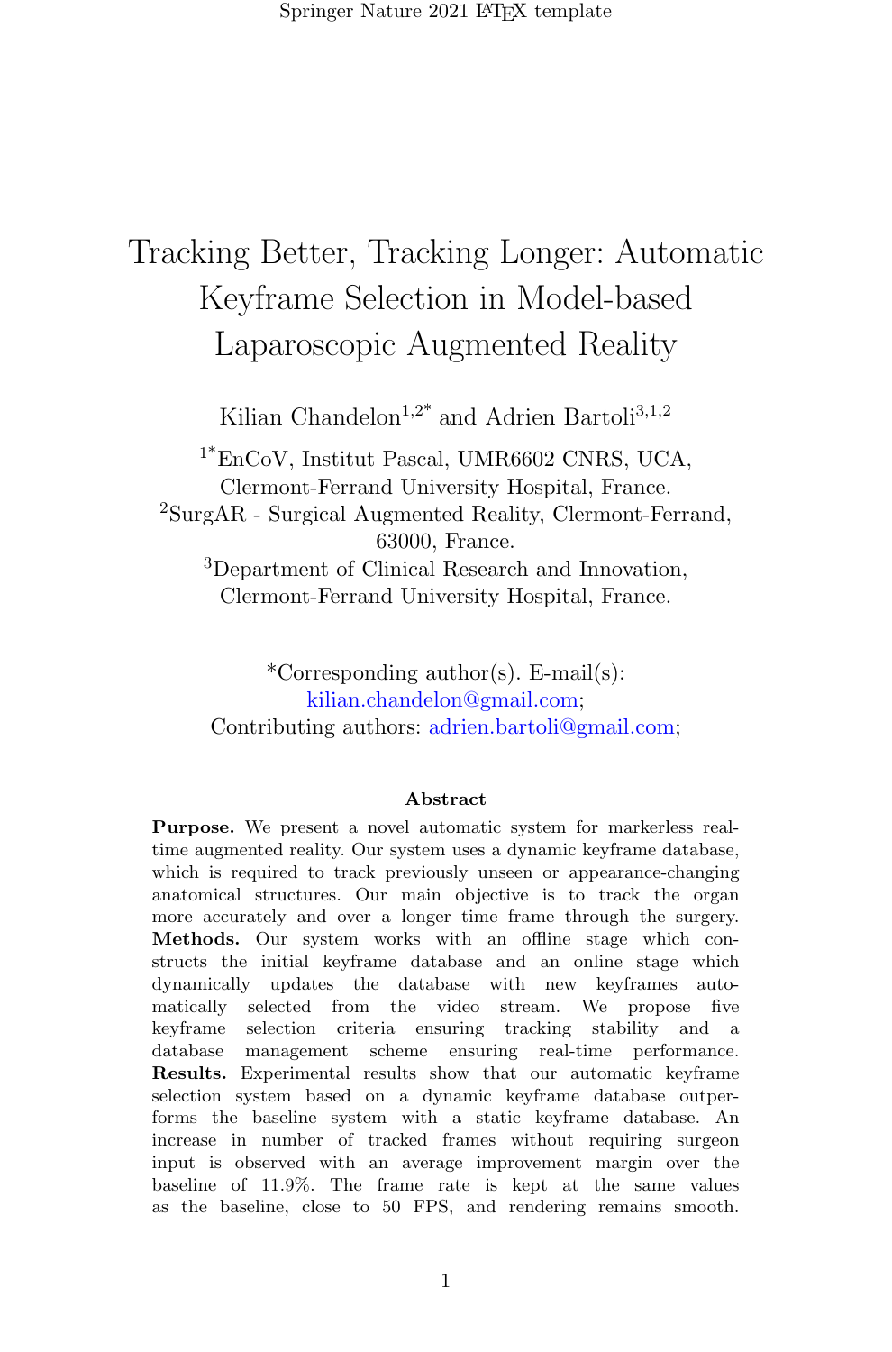# Tracking Better, Tracking Longer: Automatic Keyframe Selection in Model-based Laparoscopic Augmented Reality

Kilian Chandelon[1,2*] and Adrien Bartoli[3,1,2]

[1*]EnCoV, Institut Pascal, UMR6602 CNRS, UCA, Clermont-Ferrand University Hospital, France.

[2]SurgAR - Surgical Augmented Reality, Clermont-Ferrand, 63000, France.

[3]Department of Clinical Research and Innovation, Clermont-Ferrand University Hospital, France.

*Corresponding author(s). E-mail(s): kilian.chandelon@gmail.com;
Contributing authors: adrien.bartoli@gmail.com;

## Abstract

**Purpose.** We present a novel automatic system for markerless real-time augmented reality. Our system uses a dynamic keyframe database, which is required to track previously unseen or appearance-changing anatomical structures. Our main objective is to track the organ more accurately and over a longer time frame through the surgery. **Methods.** Our system works with an offline stage which constructs the initial keyframe database and an online stage which dynamically updates the database with new keyframes automatically selected from the video stream. We propose five keyframe selection criteria ensuring tracking stability and a database management scheme ensuring real-time performance. **Results.** Experimental results show that our automatic keyframe selection system based on a dynamic keyframe database outperforms the baseline system with a static keyframe database. An increase in number of tracked frames without requiring surgeon input is observed with an average improvement margin over the baseline of 11.9%. The frame rate is kept at the same values as the baseline, close to 50 FPS, and rendering remains smooth.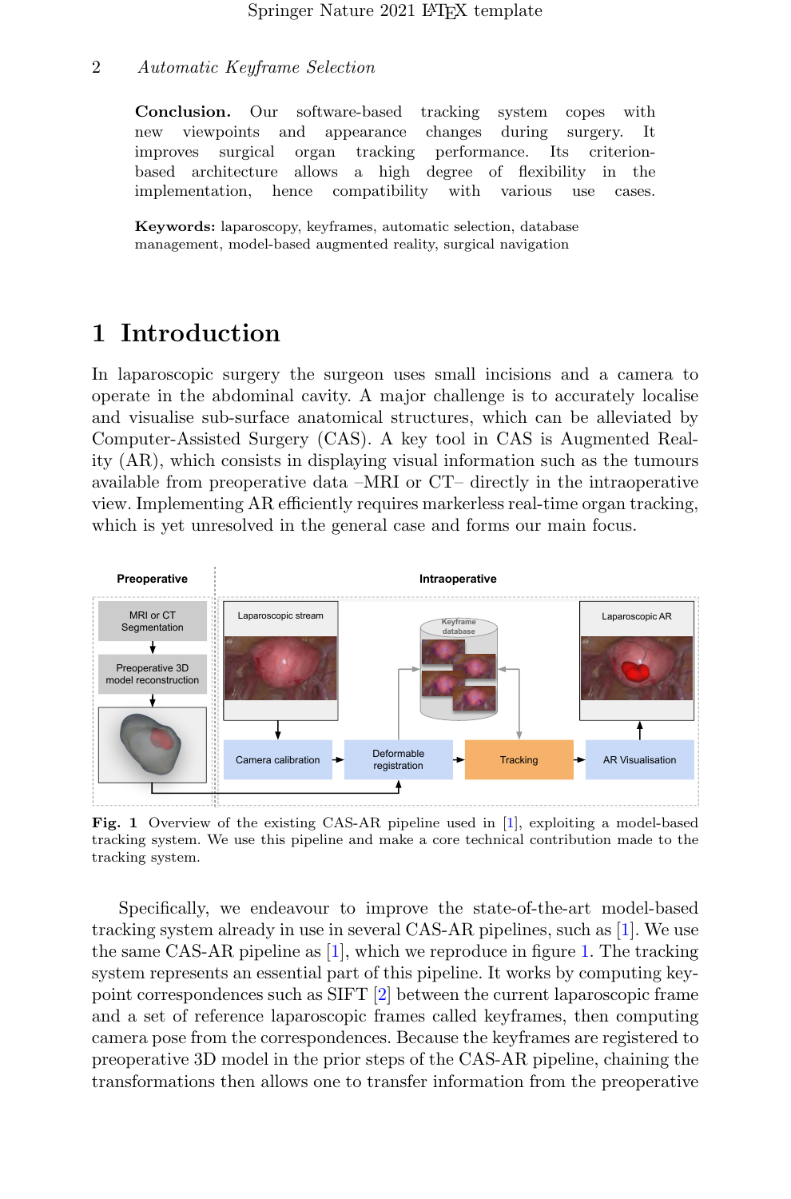**Conclusion.** Our software-based tracking system copes with new viewpoints and appearance changes during surgery. It improves surgical organ tracking performance. Its criterion-based architecture allows a high degree of flexibility in the implementation, hence compatibility with various use cases.

**Keywords:** laparoscopy, keyframes, automatic selection, database management, model-based augmented reality, surgical navigation

# 1 Introduction

In laparoscopic surgery the surgeon uses small incisions and a camera to operate in the abdominal cavity. A major challenge is to accurately localise and visualise sub-surface anatomical structures, which can be alleviated by Computer-Assisted Surgery (CAS). A key tool in CAS is Augmented Reality (AR), which consists in displaying visual information such as the tumours available from preoperative data –MRI or CT– directly in the intraoperative view. Implementing AR efficiently requires markerless real-time organ tracking, which is yet unresolved in the general case and forms our main focus.

**Fig. 1** Overview of the existing CAS-AR pipeline used in [1], exploiting a model-based tracking system. We use this pipeline and make a core technical contribution made to the tracking system.

Specifically, we endeavour to improve the state-of-the-art model-based tracking system already in use in several CAS-AR pipelines, such as [1]. We use the same CAS-AR pipeline as [1], which we reproduce in figure 1. The tracking system represents an essential part of this pipeline. It works by computing keypoint correspondences such as SIFT [2] between the current laparoscopic frame and a set of reference laparoscopic frames called keyframes, then computing camera pose from the correspondences. Because the keyframes are registered to preoperative 3D model in the prior steps of the CAS-AR pipeline, chaining the transformations then allows one to transfer information from the preoperative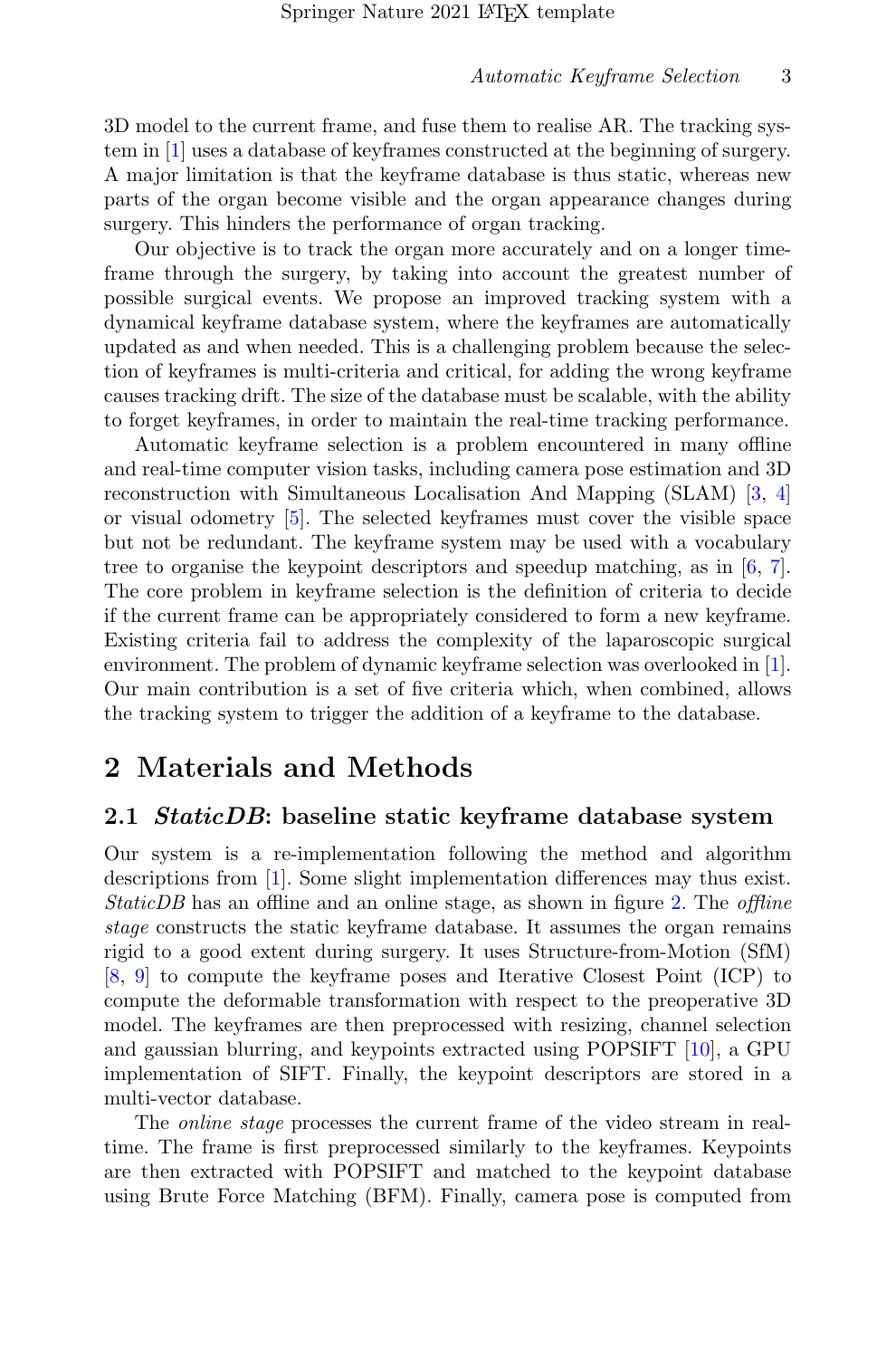3D model to the current frame, and fuse them to realise AR. The tracking system in [1] uses a database of keyframes constructed at the beginning of surgery. A major limitation is that the keyframe database is thus static, whereas new parts of the organ become visible and the organ appearance changes during surgery. This hinders the performance of organ tracking.

Our objective is to track the organ more accurately and on a longer timeframe through the surgery, by taking into account the greatest number of possible surgical events. We propose an improved tracking system with a dynamical keyframe database system, where the keyframes are automatically updated as and when needed. This is a challenging problem because the selection of keyframes is multi-criteria and critical, for adding the wrong keyframe causes tracking drift. The size of the database must be scalable, with the ability to forget keyframes, in order to maintain the real-time tracking performance.

Automatic keyframe selection is a problem encountered in many offline and real-time computer vision tasks, including camera pose estimation and 3D reconstruction with Simultaneous Localisation And Mapping (SLAM) [3, 4] or visual odometry [5]. The selected keyframes must cover the visible space but not be redundant. The keyframe system may be used with a vocabulary tree to organise the keypoint descriptors and speedup matching, as in [6, 7]. The core problem in keyframe selection is the definition of criteria to decide if the current frame can be appropriately considered to form a new keyframe. Existing criteria fail to address the complexity of the laparoscopic surgical environment. The problem of dynamic keyframe selection was overlooked in [1]. Our main contribution is a set of five criteria which, when combined, allows the tracking system to trigger the addition of a keyframe to the database.

# 2 Materials and Methods

## 2.1 *StaticDB*: baseline static keyframe database system

Our system is a re-implementation following the method and algorithm descriptions from [1]. Some slight implementation differences may thus exist. *StaticDB* has an offline and an online stage, as shown in figure 2. The *offline stage* constructs the static keyframe database. It assumes the organ remains rigid to a good extent during surgery. It uses Structure-from-Motion (SfM) [8, 9] to compute the keyframe poses and Iterative Closest Point (ICP) to compute the deformable transformation with respect to the preoperative 3D model. The keyframes are then preprocessed with resizing, channel selection and gaussian blurring, and keypoints extracted using POPSIFT [10], a GPU implementation of SIFT. Finally, the keypoint descriptors are stored in a multi-vector database.

The *online stage* processes the current frame of the video stream in real-time. The frame is first preprocessed similarly to the keyframes. Keypoints are then extracted with POPSIFT and matched to the keypoint database using Brute Force Matching (BFM). Finally, camera pose is computed from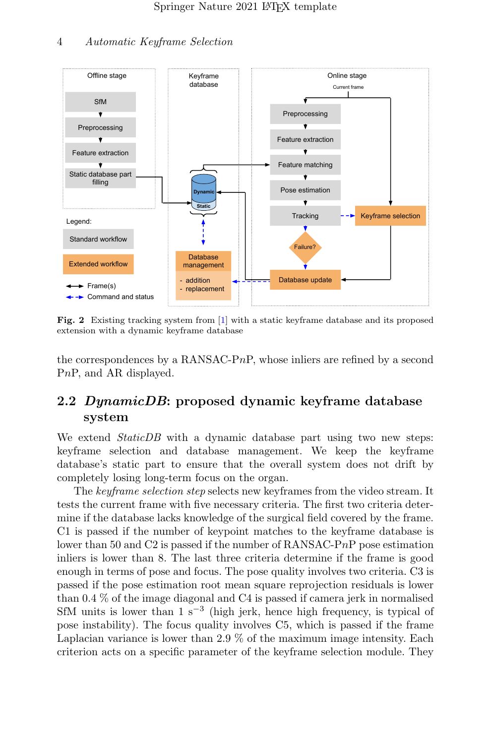**Fig. 2** Existing tracking system from [1] with a static keyframe database and its proposed extension with a dynamic keyframe database

the correspondences by a RANSAC-P$n$P, whose inliers are refined by a second P$n$P, and AR displayed.

## 2.2 *DynamicDB*: proposed dynamic keyframe database system

We extend *StaticDB* with a dynamic database part using two new steps: keyframe selection and database management. We keep the keyframe database's static part to ensure that the overall system does not drift by completely losing long-term focus on the organ.

The *keyframe selection step* selects new keyframes from the video stream. It tests the current frame with five necessary criteria. The first two criteria determine if the database lacks knowledge of the surgical field covered by the frame. C1 is passed if the number of keypoint matches to the keyframe database is lower than 50 and C2 is passed if the number of RANSAC-P$n$P pose estimation inliers is lower than 8. The last three criteria determine if the frame is good enough in terms of pose and focus. The pose quality involves two criteria. C3 is passed if the pose estimation root mean square reprojection residuals is lower than 0.4 % of the image diagonal and C4 is passed if camera jerk in normalised SfM units is lower than 1 $s^{-3}$ (high jerk, hence high frequency, is typical of pose instability). The focus quality involves C5, which is passed if the frame Laplacian variance is lower than 2.9 % of the maximum image intensity. Each criterion acts on a specific parameter of the keyframe selection module. They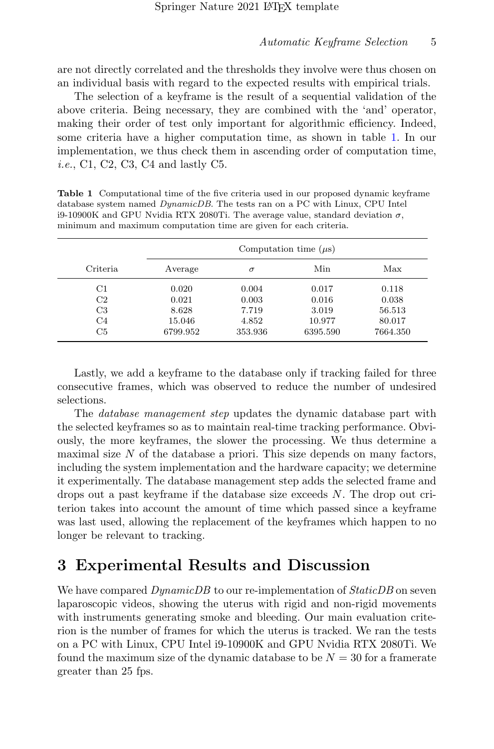are not directly correlated and the thresholds they involve were thus chosen on an individual basis with regard to the expected results with empirical trials.

The selection of a keyframe is the result of a sequential validation of the above criteria. Being necessary, they are combined with the 'and' operator, making their order of test only important for algorithmic efficiency. Indeed, some criteria have a higher computation time, as shown in table 1. In our implementation, we thus check them in ascending order of computation time, *i.e.*, C1, C2, C3, C4 and lastly C5.

**Table 1** Computational time of the five criteria used in our proposed dynamic keyframe database system named *DynamicDB*. The tests ran on a PC with Linux, CPU Intel i9-10900K and GPU Nvidia RTX 2080Ti. The average value, standard deviation $\sigma$, minimum and maximum computation time are given for each criteria.

| Criteria | Computation time ($\mu$s) | | | |
|---|---|---|---|---|
| | Average | $\sigma$ | Min | Max |
| C1 | 0.020 | 0.004 | 0.017 | 0.118 |
| C2 | 0.021 | 0.003 | 0.016 | 0.038 |
| C3 | 8.628 | 7.719 | 3.019 | 56.513 |
| C4 | 15.046 | 4.852 | 10.977 | 80.017 |
| C5 | 6799.952 | 353.936 | 6395.590 | 7664.350 |

Lastly, we add a keyframe to the database only if tracking failed for three consecutive frames, which was observed to reduce the number of undesired selections.

The *database management step* updates the dynamic database part with the selected keyframes so as to maintain real-time tracking performance. Obviously, the more keyframes, the slower the processing. We thus determine a maximal size $N$ of the database a priori. This size depends on many factors, including the system implementation and the hardware capacity; we determine it experimentally. The database management step adds the selected frame and drops out a past keyframe if the database size exceeds $N$. The drop out criterion takes into account the amount of time which passed since a keyframe was last used, allowing the replacement of the keyframes which happen to no longer be relevant to tracking.

# 3 Experimental Results and Discussion

We have compared *DynamicDB* to our re-implementation of *StaticDB* on seven laparoscopic videos, showing the uterus with rigid and non-rigid movements with instruments generating smoke and bleeding. Our main evaluation criterion is the number of frames for which the uterus is tracked. We ran the tests on a PC with Linux, CPU Intel i9-10900K and GPU Nvidia RTX 2080Ti. We found the maximum size of the dynamic database to be $N = 30$ for a framerate greater than 25 fps.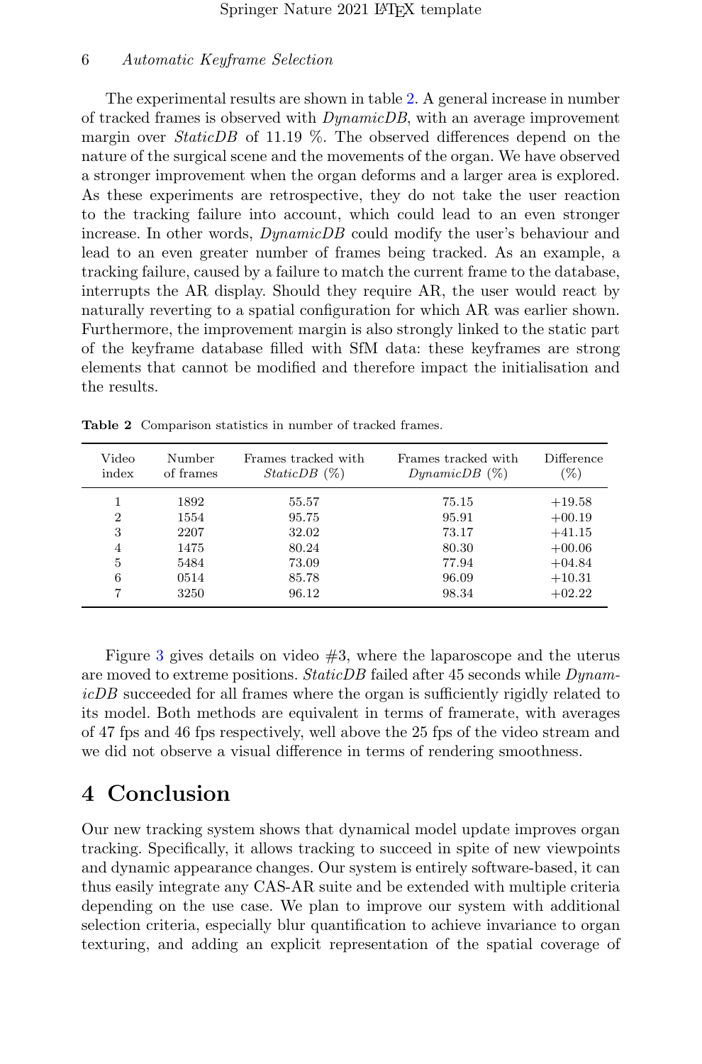The experimental results are shown in table 2. A general increase in number of tracked frames is observed with *DynamicDB*, with an average improvement margin over *StaticDB* of 11.19 %. The observed differences depend on the nature of the surgical scene and the movements of the organ. We have observed a stronger improvement when the organ deforms and a larger area is explored. As these experiments are retrospective, they do not take the user reaction to the tracking failure into account, which could lead to an even stronger increase. In other words, *DynamicDB* could modify the user's behaviour and lead to an even greater number of frames being tracked. As an example, a tracking failure, caused by a failure to match the current frame to the database, interrupts the AR display. Should they require AR, the user would react by naturally reverting to a spatial configuration for which AR was earlier shown. Furthermore, the improvement margin is also strongly linked to the static part of the keyframe database filled with SfM data: these keyframes are strong elements that cannot be modified and therefore impact the initialisation and the results.

**Table 2** Comparison statistics in number of tracked frames.

| Video index | Number of frames | Frames tracked with *StaticDB* (%) | Frames tracked with *DynamicDB* (%) | Difference (%) |
|---|---|---|---|---|
| 1 | 1892 | 55.57 | 75.15 | +19.58 |
| 2 | 1554 | 95.75 | 95.91 | +00.19 |
| 3 | 2207 | 32.02 | 73.17 | +41.15 |
| 4 | 1475 | 80.24 | 80.30 | +00.06 |
| 5 | 5484 | 73.09 | 77.94 | +04.84 |
| 6 | 0514 | 85.78 | 96.09 | +10.31 |
| 7 | 3250 | 96.12 | 98.34 | +02.22 |

Figure 3 gives details on video #3, where the laparoscope and the uterus are moved to extreme positions. *StaticDB* failed after 45 seconds while *DynamicDB* succeeded for all frames where the organ is sufficiently rigidly related to its model. Both methods are equivalent in terms of framerate, with averages of 47 fps and 46 fps respectively, well above the 25 fps of the video stream and we did not observe a visual difference in terms of rendering smoothness.

# 4 Conclusion

Our new tracking system shows that dynamical model update improves organ tracking. Specifically, it allows tracking to succeed in spite of new viewpoints and dynamic appearance changes. Our system is entirely software-based, it can thus easily integrate any CAS-AR suite and be extended with multiple criteria depending on the use case. We plan to improve our system with additional selection criteria, especially blur quantification to achieve invariance to organ texturing, and adding an explicit representation of the spatial coverage of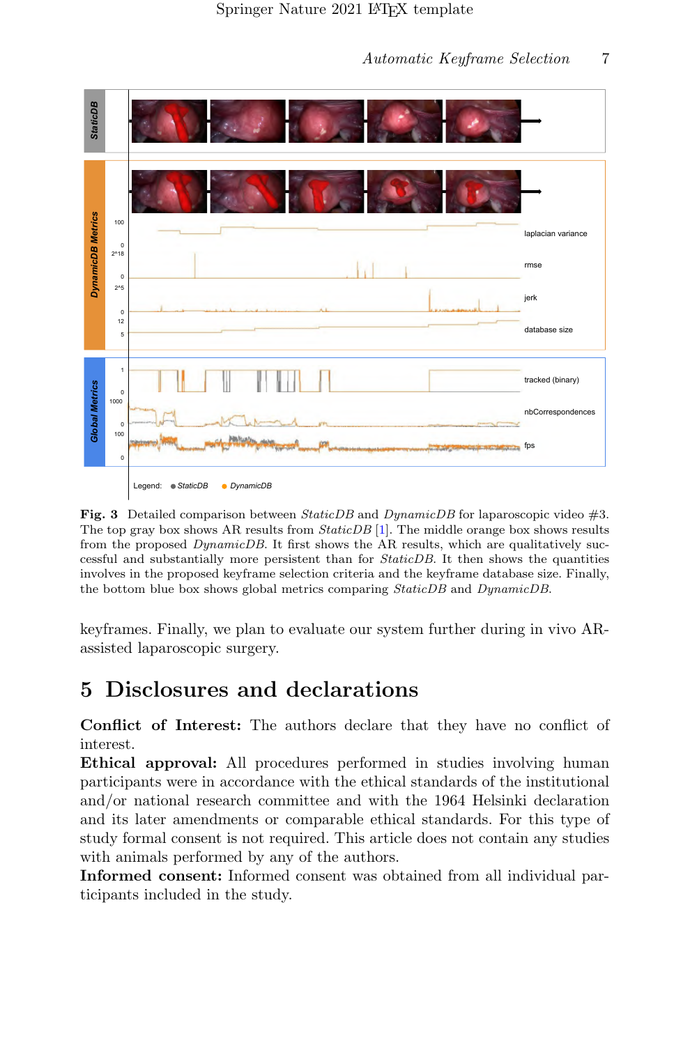**Fig. 3** Detailed comparison between *StaticDB* and *DynamicDB* for laparoscopic video #3. The top gray box shows AR results from *StaticDB* [1]. The middle orange box shows results from the proposed *DynamicDB*. It first shows the AR results, which are qualitatively successful and substantially more persistent than for *StaticDB*. It then shows the quantities involves in the proposed keyframe selection criteria and the keyframe database size. Finally, the bottom blue box shows global metrics comparing *StaticDB* and *DynamicDB*.

keyframes. Finally, we plan to evaluate our system further during in vivo AR-assisted laparoscopic surgery.

## 5 Disclosures and declarations

**Conflict of Interest:** The authors declare that they have no conflict of interest.
**Ethical approval:** All procedures performed in studies involving human participants were in accordance with the ethical standards of the institutional and/or national research committee and with the 1964 Helsinki declaration and its later amendments or comparable ethical standards. For this type of study formal consent is not required. This article does not contain any studies with animals performed by any of the authors.
**Informed consent:** Informed consent was obtained from all individual participants included in the study.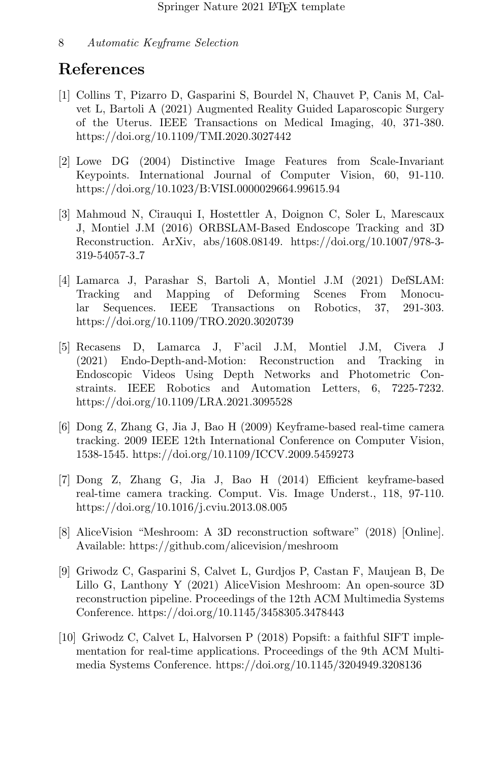# References

[1] Collins T, Pizarro D, Gasparini S, Bourdel N, Chauvet P, Canis M, Calvet L, Bartoli A (2021) Augmented Reality Guided Laparoscopic Surgery of the Uterus. IEEE Transactions on Medical Imaging, 40, 371-380. https://doi.org/10.1109/TMI.2020.3027442

[2] Lowe DG (2004) Distinctive Image Features from Scale-Invariant Keypoints. International Journal of Computer Vision, 60, 91-110. https://doi.org/10.1023/B:VISI.0000029664.99615.94

[3] Mahmoud N, Cirauqui I, Hostettler A, Doignon C, Soler L, Marescaux J, Montiel J.M (2016) ORBSLAM-Based Endoscope Tracking and 3D Reconstruction. ArXiv, abs/1608.08149. https://doi.org/10.1007/978-3-319-54057-3_7

[4] Lamarca J, Parashar S, Bartoli A, Montiel J.M (2021) DefSLAM: Tracking and Mapping of Deforming Scenes From Monocular Sequences. IEEE Transactions on Robotics, 37, 291-303. https://doi.org/10.1109/TRO.2020.3020739

[5] Recasens D, Lamarca J, F'acil J.M, Montiel J.M, Civera J (2021) Endo-Depth-and-Motion: Reconstruction and Tracking in Endoscopic Videos Using Depth Networks and Photometric Constraints. IEEE Robotics and Automation Letters, 6, 7225-7232. https://doi.org/10.1109/LRA.2021.3095528

[6] Dong Z, Zhang G, Jia J, Bao H (2009) Keyframe-based real-time camera tracking. 2009 IEEE 12th International Conference on Computer Vision, 1538-1545. https://doi.org/10.1109/ICCV.2009.5459273

[7] Dong Z, Zhang G, Jia J, Bao H (2014) Efficient keyframe-based real-time camera tracking. Comput. Vis. Image Underst., 118, 97-110. https://doi.org/10.1016/j.cviu.2013.08.005

[8] AliceVision "Meshroom: A 3D reconstruction software" (2018) [Online]. Available: https://github.com/alicevision/meshroom

[9] Griwodz C, Gasparini S, Calvet L, Gurdjos P, Castan F, Maujean B, De Lillo G, Lanthony Y (2021) AliceVision Meshroom: An open-source 3D reconstruction pipeline. Proceedings of the 12th ACM Multimedia Systems Conference. https://doi.org/10.1145/3458305.3478443

[10] Griwodz C, Calvet L, Halvorsen P (2018) Popsift: a faithful SIFT implementation for real-time applications. Proceedings of the 9th ACM Multimedia Systems Conference. https://doi.org/10.1145/3204949.3208136